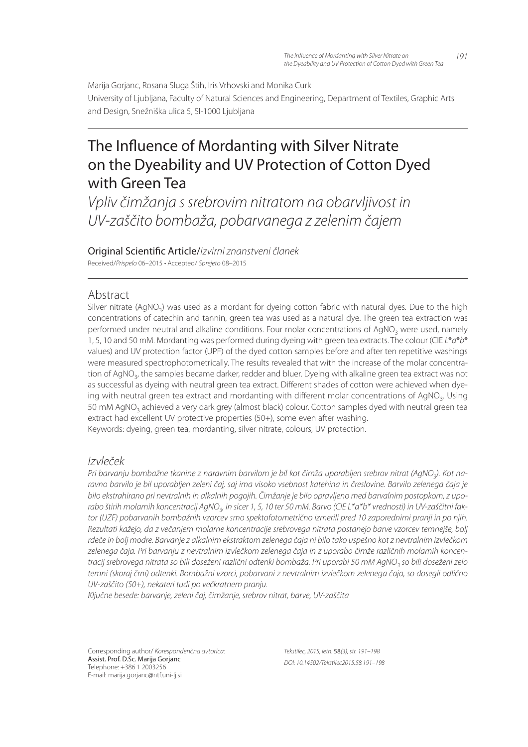Marija Gorjanc, Rosana Sluga Štih, Iris Vrhovski and Monika Curk

University of Ljubljana, Faculty of Natural Sciences and Engineering, Department of Textiles, Graphic Arts and Design, Snežniška ulica 5, SI-1000 Ljubljana

# The Influence of Mordanting with Silver Nitrate on the Dyeability and UV Protection of Cotton Dyed with Green Tea

*Vpliv čimžanja s srebrovim nitratom na obarvljivost in UV-zaščito bombaža, pobarvanega z zelenim čajem*

Original Scientific Article/*Izvirni znanstveni članek*

Received/*Prispelo* 06–2015 • Accepted/ *Sprejeto* 08–2015

## Abstract

Silver nitrate ($AgNO_3$) was used as a mordant for dyeing cotton fabric with natural dyes. Due to the high concentrations of catechin and tannin, green tea was used as a natural dye. The green tea extraction was performed under neutral and alkaline conditions. Four molar concentrations of $AgNO_3$ were used, namely 1, 5, 10 and 50 mM. Mordanting was performed during dyeing with green tea extracts. The colour (CIE $L^*a^*b^*$ values) and UV protection factor (UPF) of the dyed cotton samples before and after ten repetitive washings were measured spectrophotometrically. The results revealed that with the increase of the molar concentration of $AgNO_3$, the samples became darker, redder and bluer. Dyeing with alkaline green tea extract was not as successful as dyeing with neutral green tea extract. Different shades of cotton were achieved when dyeing with neutral green tea extract and mordanting with different molar concentrations of $AgNO_3$. Using 50 mM $AgNO_3$ achieved a very dark grey (almost black) colour. Cotton samples dyed with neutral green tea extract had excellent UV protective properties (50+), some even after washing.

Keywords: dyeing, green tea, mordanting, silver nitrate, colours, UV protection.

## *Izvleček*

*Pri barvanju bombažne tkanine z naravnim barvilom je bil kot čimža uporabljen srebrov nitrat ($AgNO_3$). Kot naravno barvilo je bil uporabljen zeleni čaj, saj ima visoko vsebnost katehina in čreslovine. Barvilo zelenega čaja je bilo ekstrahirano pri nevtralnih in alkalnih pogojih. Čimžanje je bilo opravljeno med barvalnim postopkom, z uporabo štirih molarnih koncentracij $AgNO_3$, in sicer 1, 5, 10 ter 50 mM. Barvo (CIE $L^*a^*b^*$ vrednosti) in UV-zaščitni faktor (UZF) pobarvanih bombažnih vzorcev smo spektofotometrično izmerili pred 10 zaporednimi pranji in po njih. Rezultati kažejo, da z večanjem molarne koncentracije srebrovega nitrata postanejo barve vzorcev temnejše, bolj rdeče in bolj modre. Barvanje z alkalnim ekstraktom zelenega čaja ni bilo tako uspešno kot z nevtralnim izvlečkom zelenega čaja. Pri barvanju z nevtralnim izvlečkom zelenega čaja in z uporabo čimže različnih molarnih koncentracij srebrovega nitrata so bili doseženi različni odtenki bombaža. Pri uporabi 50 mM $AgNO_3$ so bili doseženi zelo temni (skoraj črni) odtenki. Bombažni vzorci, pobarvani z nevtralnim izvlečkom zelenega čaja, so dosegli odlično UV-zaščito (50+), nekateri tudi po večkratnem pranju.*

*Ključne besede: barvanje, zeleni čaj, čimžanje, srebrov nitrat, barve, UV-zaščita*

Corresponding author/ *Korespondenčna avtorica:*
Assist. Prof. D.Sc. Marija Gorjanc
Telephone: +386 1 2003256
E-mail: marija.gorjanc@ntf.uni-lj.si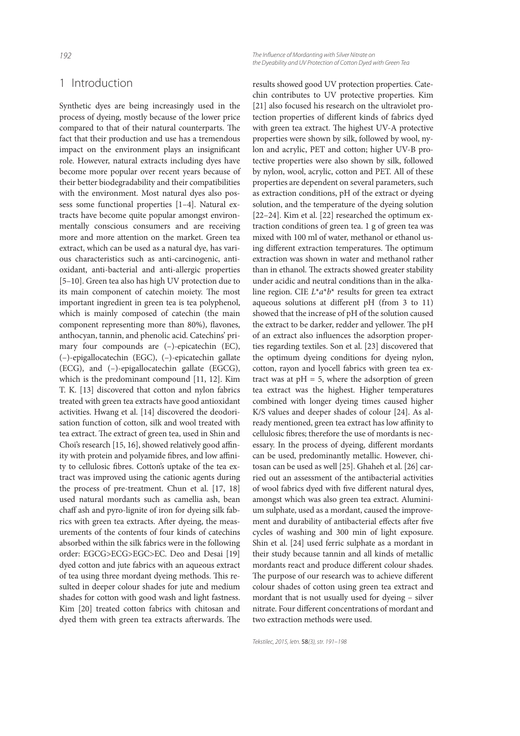# 1 Introduction

Synthetic dyes are being increasingly used in the process of dyeing, mostly because of the lower price compared to that of their natural counterparts. The fact that their production and use has a tremendous impact on the environment plays an insignificant role. However, natural extracts including dyes have become more popular over recent years because of their better biodegradability and their compatibilities with the environment. Most natural dyes also possess some functional properties [1–4]. Natural extracts have become quite popular amongst environmentally conscious consumers and are receiving more and more attention on the market. Green tea extract, which can be used as a natural dye, has various characteristics such as anti-carcinogenic, antioxidant, anti-bacterial and anti-allergic properties [5–10]. Green tea also has high UV protection due to its main component of catechin moiety. The most important ingredient in green tea is tea polyphenol, which is mainly composed of catechin (the main component representing more than 80%), flavones, anthocyan, tannin, and phenolic acid. Catechins' primary four compounds are (–)-epicatechin (EC), (–)-epigallocatechin (EGC), (–)-epicatechin gallate (ECG), and (–)-epigallocatechin gallate (EGCG), which is the predominant compound [11, 12]. Kim T. K. [13] discovered that cotton and nylon fabrics treated with green tea extracts have good antioxidant activities. Hwang et al. [14] discovered the deodorisation function of cotton, silk and wool treated with tea extract. The extract of green tea, used in Shin and Choi's research [15, 16], showed relatively good affinity with protein and polyamide fibres, and low affinity to cellulosic fibres. Cotton's uptake of the tea extract was improved using the cationic agents during the process of pre-treatment. Chun et al. [17, 18] used natural mordants such as camellia ash, bean chaff ash and pyro-lignite of iron for dyeing silk fabrics with green tea extracts. After dyeing, the measurements of the contents of four kinds of catechins absorbed within the silk fabrics were in the following order: EGCG>ECG>EGC>EC. Deo and Desai [19] dyed cotton and jute fabrics with an aqueous extract of tea using three mordant dyeing methods. This resulted in deeper colour shades for jute and medium shades for cotton with good wash and light fastness. Kim [20] treated cotton fabrics with chitosan and dyed them with green tea extracts afterwards. The results showed good UV protection properties. Catechin contributes to UV protective properties. Kim [21] also focused his research on the ultraviolet protection properties of different kinds of fabrics dyed with green tea extract. The highest UV-A protective properties were shown by silk, followed by wool, nylon and acrylic, PET and cotton; higher UV-B protective properties were also shown by silk, followed by nylon, wool, acrylic, cotton and PET. All of these properties are dependent on several parameters, such as extraction conditions, pH of the extract or dyeing solution, and the temperature of the dyeing solution [22–24]. Kim et al. [22] researched the optimum extraction conditions of green tea. 1 g of green tea was mixed with 100 ml of water, methanol or ethanol using different extraction temperatures. The optimum extraction was shown in water and methanol rather than in ethanol. The extracts showed greater stability under acidic and neutral conditions than in the alkaline region. CIE $L^*a^*b^*$ results for green tea extract aqueous solutions at different pH (from 3 to 11) showed that the increase of pH of the solution caused the extract to be darker, redder and yellower. The pH of an extract also influences the adsorption properties regarding textiles. Son et al. [23] discovered that the optimum dyeing conditions for dyeing nylon, cotton, rayon and lyocell fabrics with green tea extract was at $pH = 5$, where the adsorption of green tea extract was the highest. Higher temperatures combined with longer dyeing times caused higher K/S values and deeper shades of colour [24]. As already mentioned, green tea extract has low affinity to cellulosic fibres; therefore the use of mordants is necessary. In the process of dyeing, different mordants can be used, predominantly metallic. However, chitosan can be used as well [25]. Ghaheh et al. [26] carried out an assessment of the antibacterial activities of wool fabrics dyed with five different natural dyes, amongst which was also green tea extract. Aluminium sulphate, used as a mordant, caused the improvement and durability of antibacterial effects after five cycles of washing and 300 min of light exposure. Shin et al. [24] used ferric sulphate as a mordant in their study because tannin and all kinds of metallic mordants react and produce different colour shades. The purpose of our research was to achieve different colour shades of cotton using green tea extract and mordant that is not usually used for dyeing – silver nitrate. Four different concentrations of mordant and two extraction methods were used.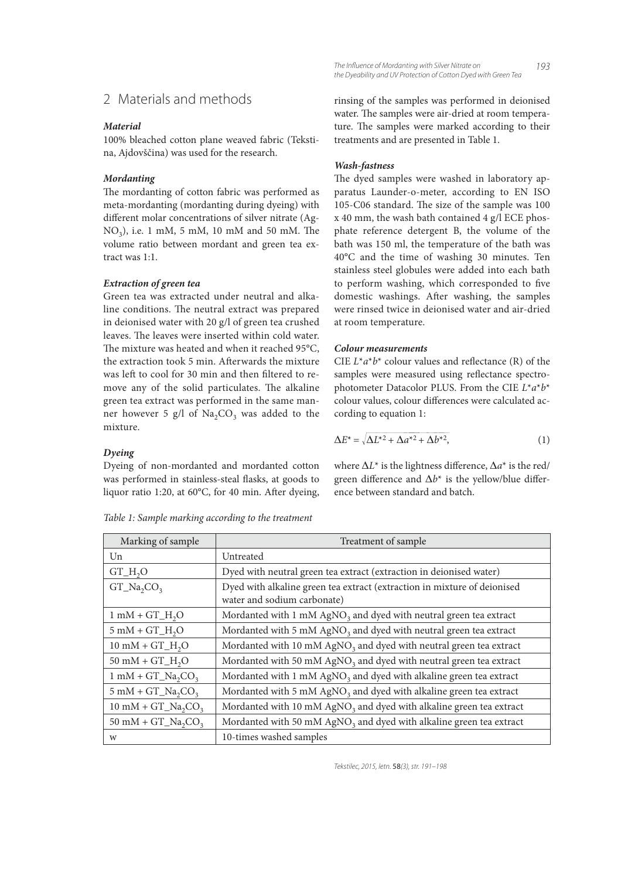## 2 Materials and methods

***Material***

100% bleached cotton plane weaved fabric (Tekstina, Ajdovščina) was used for the research.

***Mordanting***

The mordanting of cotton fabric was performed as meta-mordanting (mordanting during dyeing) with different molar concentrations of silver nitrate ($AgNO_3$), i.e. 1 mM, 5 mM, 10 mM and 50 mM. The volume ratio between mordant and green tea extract was 1:1.

***Extraction of green tea***

Green tea was extracted under neutral and alkaline conditions. The neutral extract was prepared in deionised water with 20 g/l of green tea crushed leaves. The leaves were inserted within cold water. The mixture was heated and when it reached 95°C, the extraction took 5 min. Afterwards the mixture was left to cool for 30 min and then filtered to remove any of the solid particulates. The alkaline green tea extract was performed in the same manner however 5 g/l of $Na_2CO_3$ was added to the mixture.

***Dyeing***

Dyeing of non-mordanted and mordanted cotton was performed in stainless-steal flasks, at goods to liquor ratio 1:20, at 60°C, for 40 min. After dyeing, rinsing of the samples was performed in deionised water. The samples were air-dried at room temperature. The samples were marked according to their treatments and are presented in Table 1.

***Wash-fastness***

The dyed samples were washed in laboratory apparatus Launder-o-meter, according to EN ISO 105-C06 standard. The size of the sample was 100 x 40 mm, the wash bath contained 4 g/l ECE phosphate reference detergent B, the volume of the bath was 150 ml, the temperature of the bath was 40°C and the time of washing 30 minutes. Ten stainless steel globules were added into each bath to perform washing, which corresponded to five domestic washings. After washing, the samples were rinsed twice in deionised water and air-dried at room temperature.

***Colour measurements***

CIE $L^*a^*b^*$ colour values and reflectance (R) of the samples were measured using reflectance spectrophotometer Datacolor PLUS. From the CIE $L^*a^*b^*$ colour values, colour differences were calculated according to equation 1:

$$\Delta E^* = \sqrt{\Delta L^{*2} + \Delta a^{*2} + \Delta b^{*2}}, \quad (1)$$

where $\Delta L^*$ is the lightness difference, $\Delta a^*$ is the red/green difference and $\Delta b^*$ is the yellow/blue difference between standard and batch.

*Table 1: Sample marking according to the treatment*

| Marking of sample | Treatment of sample |
|---|---|
| Un | Untreated |
| GT_$H_2O$ | Dyed with neutral green tea extract (extraction in deionised water) |
| GT_$Na_2CO_3$ | Dyed with alkaline green tea extract (extraction in mixture of deionised water and sodium carbonate) |
| 1 mM + GT_$H_2O$ | Mordanted with 1 mM $AgNO_3$ and dyed with neutral green tea extract |
| 5 mM + GT_$H_2O$ | Mordanted with 5 mM $AgNO_3$ and dyed with neutral green tea extract |
| 10 mM + GT_$H_2O$ | Mordanted with 10 mM $AgNO_3$ and dyed with neutral green tea extract |
| 50 mM + GT_$H_2O$ | Mordanted with 50 mM $AgNO_3$ and dyed with neutral green tea extract |
| 1 mM + GT_$Na_2CO_3$ | Mordanted with 1 mM $AgNO_3$ and dyed with alkaline green tea extract |
| 5 mM + GT_$Na_2CO_3$ | Mordanted with 5 mM $AgNO_3$ and dyed with alkaline green tea extract |
| 10 mM + GT_$Na_2CO_3$ | Mordanted with 10 mM $AgNO_3$ and dyed with alkaline green tea extract |
| 50 mM + GT_$Na_2CO_3$ | Mordanted with 50 mM $AgNO_3$ and dyed with alkaline green tea extract |
| w | 10-times washed samples |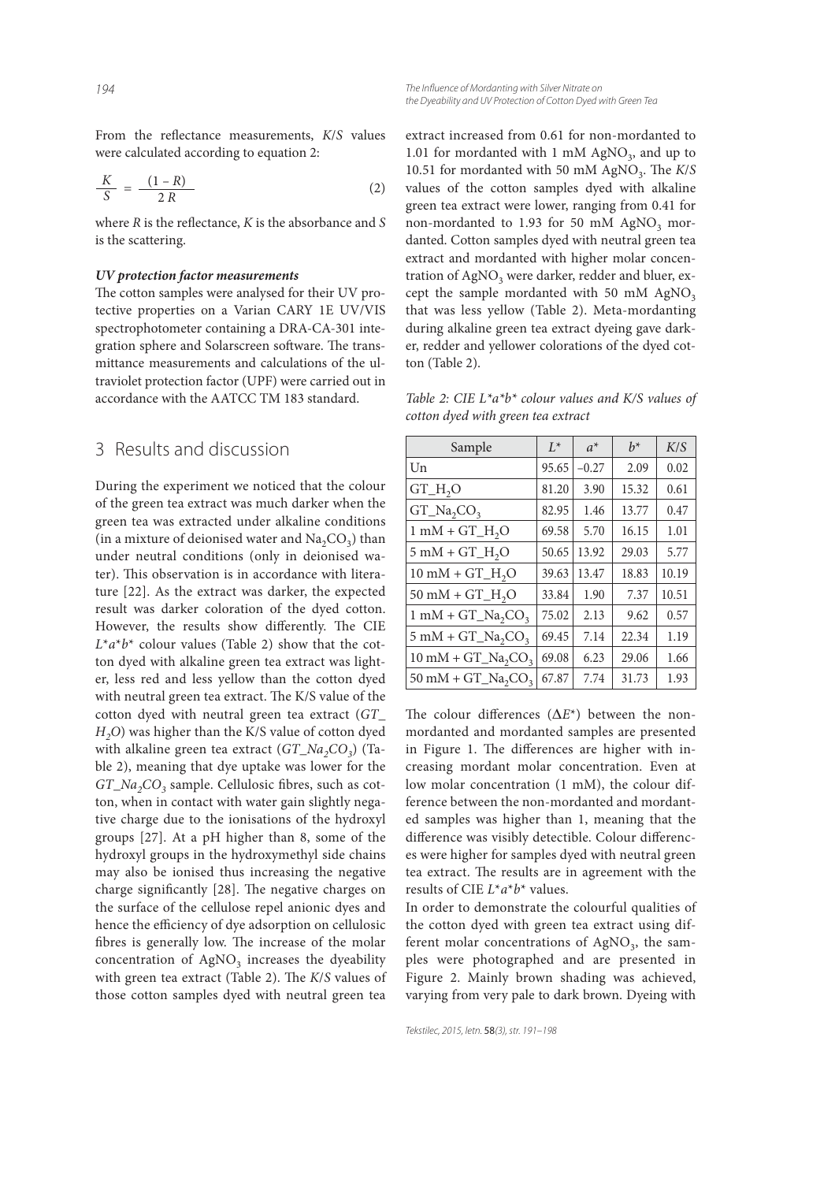From the reflectance measurements, *K*/*S* values were calculated according to equation 2:

$$\frac{K}{S} = \frac{(1-R)}{2R} \tag{2}$$

where *R* is the reflectance, *K* is the absorbance and *S* is the scattering.

### *UV protection factor measurements*

The cotton samples were analysed for their UV protective properties on a Varian CARY 1E UV/VIS spectrophotometer containing a DRA-CA-301 integration sphere and Solarscreen software. The transmittance measurements and calculations of the ultraviolet protection factor (UPF) were carried out in accordance with the AATCC TM 183 standard.

## 3 Results and discussion

During the experiment we noticed that the colour of the green tea extract was much darker when the green tea was extracted under alkaline conditions (in a mixture of deionised water and $Na_2CO_3$) than under neutral conditions (only in deionised water). This observation is in accordance with literature [22]. As the extract was darker, the expected result was darker coloration of the dyed cotton. However, the results show differently. The CIE $L^*a^*b^*$ colour values (Table 2) show that the cotton dyed with alkaline green tea extract was lighter, less red and less yellow than the cotton dyed with neutral green tea extract. The K/S value of the cotton dyed with neutral green tea extract (*GT_$H_2O$*) was higher than the K/S value of cotton dyed with alkaline green tea extract (*GT_$Na_2CO_3$*) (Table 2), meaning that dye uptake was lower for the *GT_$Na_2CO_3$* sample. Cellulosic fibres, such as cotton, when in contact with water gain slightly negative charge due to the ionisations of the hydroxyl groups [27]. At a pH higher than 8, some of the hydroxyl groups in the hydroxymethyl side chains may also be ionised thus increasing the negative charge significantly [28]. The negative charges on the surface of the cellulose repel anionic dyes and hence the efficiency of dye adsorption on cellulosic fibres is generally low. The increase of the molar concentration of $AgNO_3$ increases the dyeability with green tea extract (Table 2). The *K*/*S* values of those cotton samples dyed with neutral green tea extract increased from 0.61 for non-mordanted to 1.01 for mordanted with 1 mM $AgNO_3$, and up to 10.51 for mordanted with 50 mM $AgNO_3$. The *K*/*S* values of the cotton samples dyed with alkaline green tea extract were lower, ranging from 0.41 for non-mordanted to 1.93 for 50 mM $AgNO_3$ mordanted. Cotton samples dyed with neutral green tea extract and mordanted with higher molar concentration of $AgNO_3$ were darker, redder and bluer, except the sample mordanted with 50 mM $AgNO_3$ that was less yellow (Table 2). Meta-mordanting during alkaline green tea extract dyeing gave darker, redder and yellower colorations of the dyed cotton (Table 2).

*Table 2: CIE $L^*a^*b^*$ colour values and K/S values of cotton dyed with green tea extract*

| Sample | $L^*$ | $a^*$ | $b^*$ | $K/S$ |
|---|---|---|---|---|
| Un | 95.65 | −0.27 | 2.09 | 0.02 |
| GT_$H_2O$ | 81.20 | 3.90 | 15.32 | 0.61 |
| GT_$Na_2CO_3$ | 82.95 | 1.46 | 13.77 | 0.47 |
| 1 mM + GT_$H_2O$ | 69.58 | 5.70 | 16.15 | 1.01 |
| 5 mM + GT_$H_2O$ | 50.65 | 13.92 | 29.03 | 5.77 |
| 10 mM + GT_$H_2O$ | 39.63 | 13.47 | 18.83 | 10.19 |
| 50 mM + GT_$H_2O$ | 33.84 | 1.90 | 7.37 | 10.51 |
| 1 mM + GT_$Na_2CO_3$ | 75.02 | 2.13 | 9.62 | 0.57 |
| 5 mM + GT_$Na_2CO_3$ | 69.45 | 7.14 | 22.34 | 1.19 |
| 10 mM + GT_$Na_2CO_3$ | 69.08 | 6.23 | 29.06 | 1.66 |
| 50 mM + GT_$Na_2CO_3$ | 67.87 | 7.74 | 31.73 | 1.93 |

The colour differences ($\Delta E^*$) between the non-mordanted and mordanted samples are presented in Figure 1. The differences are higher with increasing mordant molar concentration. Even at low molar concentration (1 mM), the colour difference between the non-mordanted and mordanted samples was higher than 1, meaning that the difference was visibly detectible. Colour differences were higher for samples dyed with neutral green tea extract. The results are in agreement with the results of CIE $L^*a^*b^*$ values.

In order to demonstrate the colourful qualities of the cotton dyed with green tea extract using different molar concentrations of $AgNO_3$, the samples were photographed and are presented in Figure 2. Mainly brown shading was achieved, varying from very pale to dark brown. Dyeing with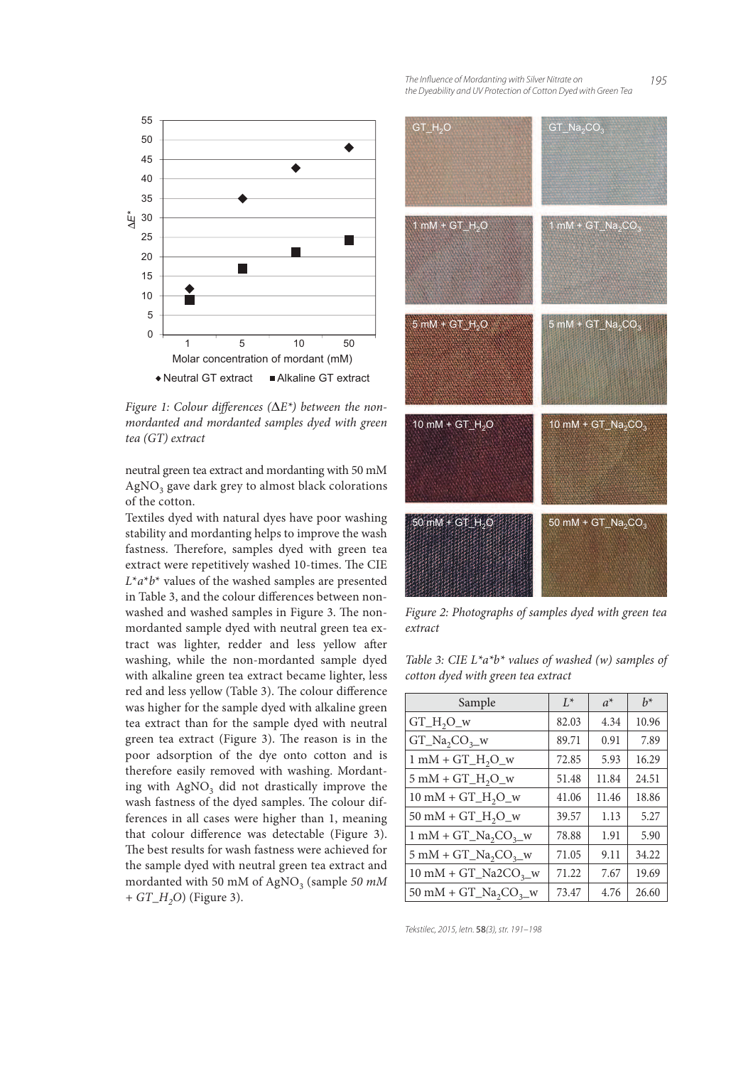55
50
45
40
35
30
25
20
15
10
5
0

ΔE*

1 5 10 50

Molar concentration of mordant (mM)

◆ Neutral GT extract ■ Alkaline GT extract

*Figure 1: Colour differences (ΔE*) between the non-mordanted and mordanted samples dyed with green tea (GT) extract*

neutral green tea extract and mordanting with 50 mM $AgNO_3$ gave dark grey to almost black colorations of the cotton.

Textiles dyed with natural dyes have poor washing stability and mordanting helps to improve the wash fastness. Therefore, samples dyed with green tea extract were repetitively washed 10-times. The CIE $L^*a^*b^*$ values of the washed samples are presented in Table 3, and the colour differences between non-washed and washed samples in Figure 3. The non-mordanted sample dyed with neutral green tea extract was lighter, redder and less yellow after washing, while the non-mordanted sample dyed with alkaline green tea extract became lighter, less red and less yellow (Table 3). The colour difference was higher for the sample dyed with alkaline green tea extract than for the sample dyed with neutral green tea extract (Figure 3). The reason is in the poor adsorption of the dye onto cotton and is therefore easily removed with washing. Mordanting with $AgNO_3$ did not drastically improve the wash fastness of the dyed samples. The colour differences in all cases were higher than 1, meaning that colour difference was detectable (Figure 3). The best results for wash fastness were achieved for the sample dyed with neutral green tea extract and mordanted with 50 mM of $AgNO_3$ (sample *50 mM + GT_*$H_2O$) (Figure 3).

GT_$H_2O$ GT_$Na_2CO_3$

1 mM + GT_$H_2O$ 1 mM + GT_$Na_2CO_3$

5 mM + GT_$H_2O$ 5 mM + GT_$Na_2CO_3$

10 mM + GT_$H_2O$ 10 mM + GT_$Na_2CO_3$

50 mM + GT_$H_2O$ 50 mM + GT_$Na_2CO_3$

*Figure 2: Photographs of samples dyed with green tea extract*

*Table 3: CIE $L^*a^*b^*$ values of washed (w) samples of cotton dyed with green tea extract*

| Sample | $L^*$ | $a^*$ | $b^*$ |
|---|---|---|---|
| GT_$H_2O$_w | 82.03 | 4.34 | 10.96 |
| GT_$Na_2CO_3$_w | 89.71 | 0.91 | 7.89 |
| 1 mM + GT_$H_2O$_w | 72.85 | 5.93 | 16.29 |
| 5 mM + GT_$H_2O$_w | 51.48 | 11.84 | 24.51 |
| 10 mM + GT_$H_2O$_w | 41.06 | 11.46 | 18.86 |
| 50 mM + GT_$H_2O$_w | 39.57 | 1.13 | 5.27 |
| 1 mM + GT_$Na_2CO_3$_w | 78.88 | 1.91 | 5.90 |
| 5 mM + GT_$Na_2CO_3$_w | 71.05 | 9.11 | 34.22 |
| 10 mM + GT_Na2$CO_3$_w | 71.22 | 7.67 | 19.69 |
| 50 mM + GT_$Na_2CO_3$_w | 73.47 | 4.76 | 26.60 |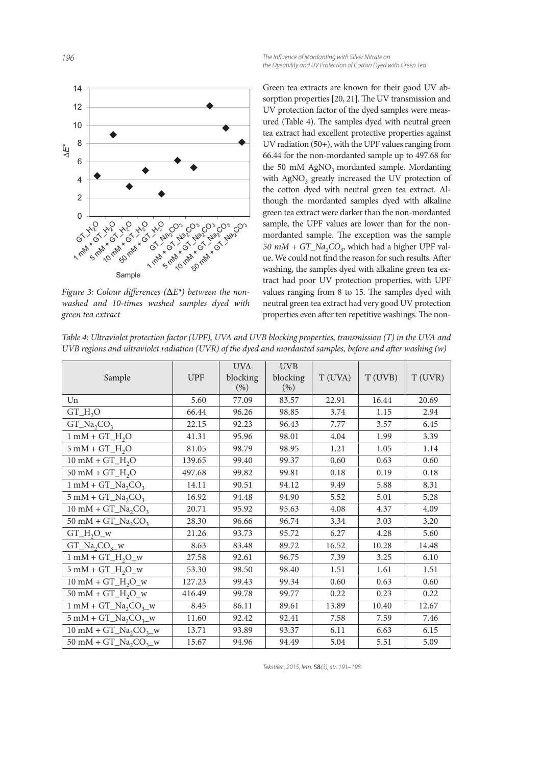14
12
10
8
6
4
2
0

$\Delta E^*$

GT_H2O
1 mM + GT_H2O
5 mM + GT_H2O
10 mM + GT_H2O
50 mM + GT_H2O
GT_Na2CO3
1 mM + GT_Na2CO3
5 mM + GT_Na2CO3
10 mM + GT_Na2CO3
50 mM + GT_Na2CO3

Sample

*Figure 3: Colour differences ($\Delta E^*$) between the non-washed and 10-times washed samples dyed with green tea extract*

Green tea extracts are known for their good UV absorption properties [20, 21]. The UV transmission and UV protection factor of the dyed samples were measured (Table 4). The samples dyed with neutral green tea extract had excellent protective properties against UV radiation (50+), with the UPF values ranging from 66.44 for the non-mordanted sample up to 497.68 for the 50 mM $AgNO_3$ mordanted sample. Mordanting with $AgNO_3$ greatly increased the UV protection of the cotton dyed with neutral green tea extract. Although the mordanted samples dyed with alkaline green tea extract were darker than the non-mordanted sample, the UPF values are lower than for the non-mordanted sample. The exception was the sample *50 mM + GT_$Na_2CO_3$*, which had a higher UPF value. We could not find the reason for such results. After washing, the samples dyed with alkaline green tea extract had poor UV protection properties, with UPF values ranging from 8 to 15. The samples dyed with neutral green tea extract had very good UV protection properties even after ten repetitive washings. The non-

*Table 4: Ultraviolet protection factor (UPF), UVA and UVB blocking properties, transmission (T) in the UVA and UVB regions and ultraviolet radiation (UVR) of the dyed and mordanted samples, before and after washing (w)*

| Sample | UPF | UVA blocking (%) | UVB blocking (%) | T (UVA) | T (UVB) | T (UVR) |
|---|---|---|---|---|---|---|
| Un | 5.60 | 77.09 | 83.57 | 22.91 | 16.44 | 20.69 |
| GT_$H_2O$ | 66.44 | 96.26 | 98.85 | 3.74 | 1.15 | 2.94 |
| GT_$Na_2CO_3$ | 22.15 | 92.23 | 96.43 | 7.77 | 3.57 | 6.45 |
| 1 mM + GT_$H_2O$ | 41.31 | 95.96 | 98.01 | 4.04 | 1.99 | 3.39 |
| 5 mM + GT_$H_2O$ | 81.05 | 98.79 | 98.95 | 1.21 | 1.05 | 1.14 |
| 10 mM + GT_$H_2O$ | 139.65 | 99.40 | 99.37 | 0.60 | 0.63 | 0.60 |
| 50 mM + GT_$H_2O$ | 497.68 | 99.82 | 99.81 | 0.18 | 0.19 | 0.18 |
| 1 mM + GT_$Na_2CO_3$ | 14.11 | 90.51 | 94.12 | 9.49 | 5.88 | 8.31 |
| 5 mM + GT_$Na_2CO_3$ | 16.92 | 94.48 | 94.90 | 5.52 | 5.01 | 5.28 |
| 10 mM + GT_$Na_2CO_3$ | 20.71 | 95.92 | 95.63 | 4.08 | 4.37 | 4.09 |
| 50 mM + GT_$Na_2CO_3$ | 28.30 | 96.66 | 96.74 | 3.34 | 3.03 | 3.20 |
| GT_$H_2O$_w | 21.26 | 93.73 | 95.72 | 6.27 | 4.28 | 5.60 |
| GT_$Na_2CO_3$_w | 8.63 | 83.48 | 89.72 | 16.52 | 10.28 | 14.48 |
| 1 mM + GT_$H_2O$_w | 27.58 | 92.61 | 96.75 | 7.39 | 3.25 | 6.10 |
| 5 mM + GT_$H_2O$_w | 53.30 | 98.50 | 98.40 | 1.51 | 1.61 | 1.51 |
| 10 mM + GT_$H_2O$_w | 127.23 | 99.43 | 99.34 | 0.60 | 0.63 | 0.60 |
| 50 mM + GT_$H_2O$_w | 416.49 | 99.78 | 99.77 | 0.22 | 0.23 | 0.22 |
| 1 mM + GT_$Na_2CO_3$_w | 8.45 | 86.11 | 89.61 | 13.89 | 10.40 | 12.67 |
| 5 mM + GT_$Na_2CO_3$_w | 11.60 | 92.42 | 92.41 | 7.58 | 7.59 | 7.46 |
| 10 mM + GT_$Na_2CO_3$_w | 13.71 | 93.89 | 93.37 | 6.11 | 6.63 | 6.15 |
| 50 mM + GT_$Na_2CO_3$_w | 15.67 | 94.96 | 94.49 | 5.04 | 5.51 | 5.09 |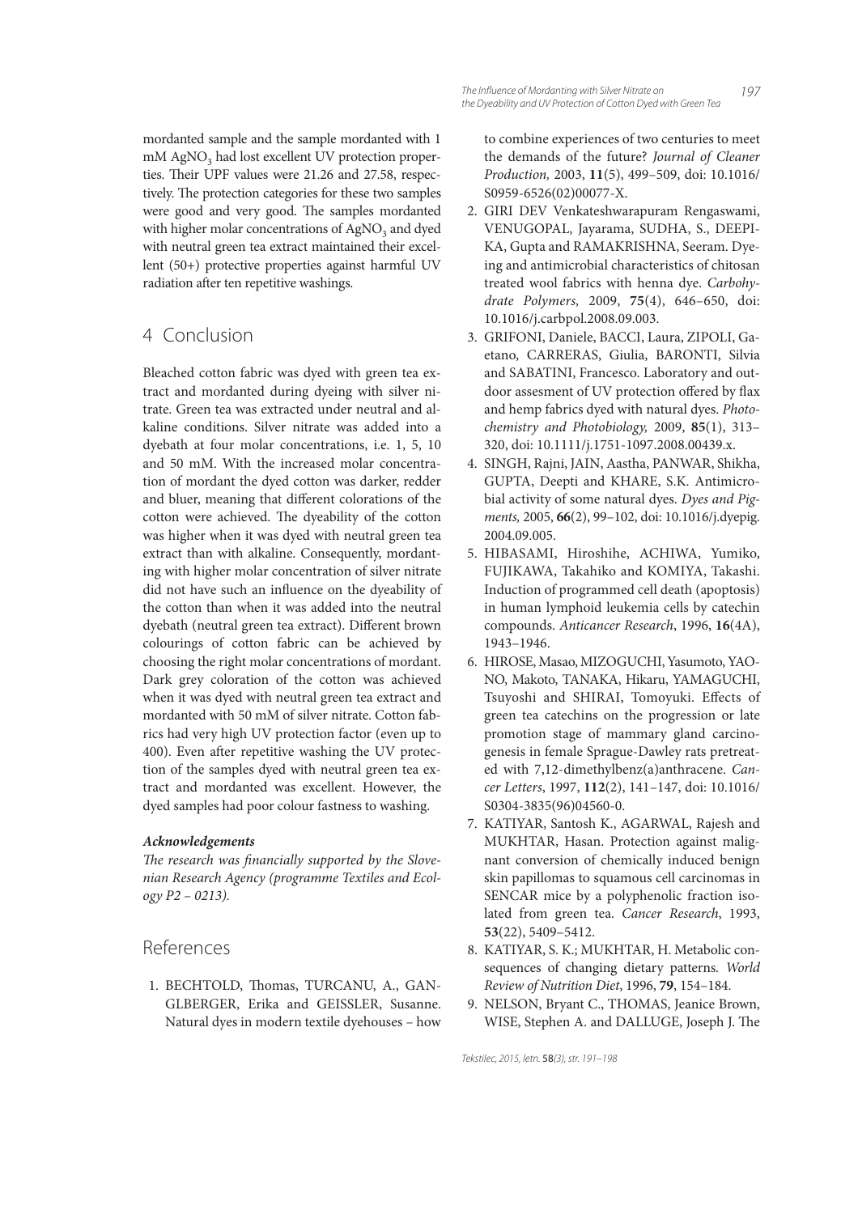mordanted sample and the sample mordanted with 1 mM $AgNO_3$ had lost excellent UV protection properties. Their UPF values were 21.26 and 27.58, respectively. The protection categories for these two samples were good and very good. The samples mordanted with higher molar concentrations of $AgNO_3$ and dyed with neutral green tea extract maintained their excellent (50+) protective properties against harmful UV radiation after ten repetitive washings.

## 4 Conclusion

Bleached cotton fabric was dyed with green tea extract and mordanted during dyeing with silver nitrate. Green tea was extracted under neutral and alkaline conditions. Silver nitrate was added into a dyebath at four molar concentrations, i.e. 1, 5, 10 and 50 mM. With the increased molar concentration of mordant the dyed cotton was darker, redder and bluer, meaning that different colorations of the cotton were achieved. The dyeability of the cotton was higher when it was dyed with neutral green tea extract than with alkaline. Consequently, mordanting with higher molar concentration of silver nitrate did not have such an influence on the dyeability of the cotton than when it was added into the neutral dyebath (neutral green tea extract). Different brown colourings of cotton fabric can be achieved by choosing the right molar concentrations of mordant. Dark grey coloration of the cotton was achieved when it was dyed with neutral green tea extract and mordanted with 50 mM of silver nitrate. Cotton fabrics had very high UV protection factor (even up to 400). Even after repetitive washing the UV protection of the samples dyed with neutral green tea extract and mordanted was excellent. However, the dyed samples had poor colour fastness to washing.

***Acknowledgements***

*The research was financially supported by the Slovenian Research Agency (programme Textiles and Ecology P2 – 0213).*

## References

1. BECHTOLD, Thomas, TURCANU, A., GANGLBERGER, Erika and GEISSLER, Susanne. Natural dyes in modern textile dyehouses – how to combine experiences of two centuries to meet the demands of the future? *Journal of Cleaner Production,* 2003, **11**(5), 499–509, doi: 10.1016/S0959-6526(02)00077-X.
2. GIRI DEV Venkateshwarapuram Rengaswami, VENUGOPAL, Jayarama, SUDHA, S., DEEPIKA, Gupta and RAMAKRISHNA, Seeram. Dyeing and antimicrobial characteristics of chitosan treated wool fabrics with henna dye. *Carbohydrate Polymers*, 2009, **75**(4), 646–650, doi: 10.1016/j.carbpol.2008.09.003.
3. GRIFONI, Daniele, BACCI, Laura, ZIPOLI, Gaetano, CARRERAS, Giulia, BARONTI, Silvia and SABATINI, Francesco. Laboratory and outdoor assesment of UV protection offered by flax and hemp fabrics dyed with natural dyes. *Photochemistry and Photobiology,* 2009, **85**(1), 313–320, doi: 10.1111/j.1751-1097.2008.00439.x.
4. SINGH, Rajni, JAIN, Aastha, PANWAR, Shikha, GUPTA, Deepti and KHARE, S.K. Antimicrobial activity of some natural dyes. *Dyes and Pigments,* 2005, **66**(2), 99–102, doi: 10.1016/j.dyepig.2004.09.005.
5. HIBASAMI, Hiroshihe, ACHIWA, Yumiko, FUJIKAWA, Takahiko and KOMIYA, Takashi. Induction of programmed cell death (apoptosis) in human lymphoid leukemia cells by catechin compounds. *Anticancer Research*, 1996, **16**(4A), 1943–1946.
6. HIROSE, Masao, MIZOGUCHI, Yasumoto, YAONO, Makoto, TANAKA, Hikaru, YAMAGUCHI, Tsuyoshi and SHIRAI, Tomoyuki. Effects of green tea catechins on the progression or late promotion stage of mammary gland carcinogenesis in female Sprague-Dawley rats pretreated with 7,12-dimethylbenz(a)anthracene. *Cancer Letters*, 1997, **112**(2), 141–147, doi: 10.1016/S0304-3835(96)04560-0.
7. KATIYAR, Santosh K., AGARWAL, Rajesh and MUKHTAR, Hasan. Protection against malignant conversion of chemically induced benign skin papillomas to squamous cell carcinomas in SENCAR mice by a polyphenolic fraction isolated from green tea. *Cancer Research*, 1993, **53**(22), 5409–5412.
8. KATIYAR, S. K.; MUKHTAR, H. Metabolic consequences of changing dietary patterns. *World Review of Nutrition Diet*, 1996, **79**, 154–184.
9. NELSON, Bryant C., THOMAS, Jeanice Brown, WISE, Stephen A. and DALLUGE, Joseph J. The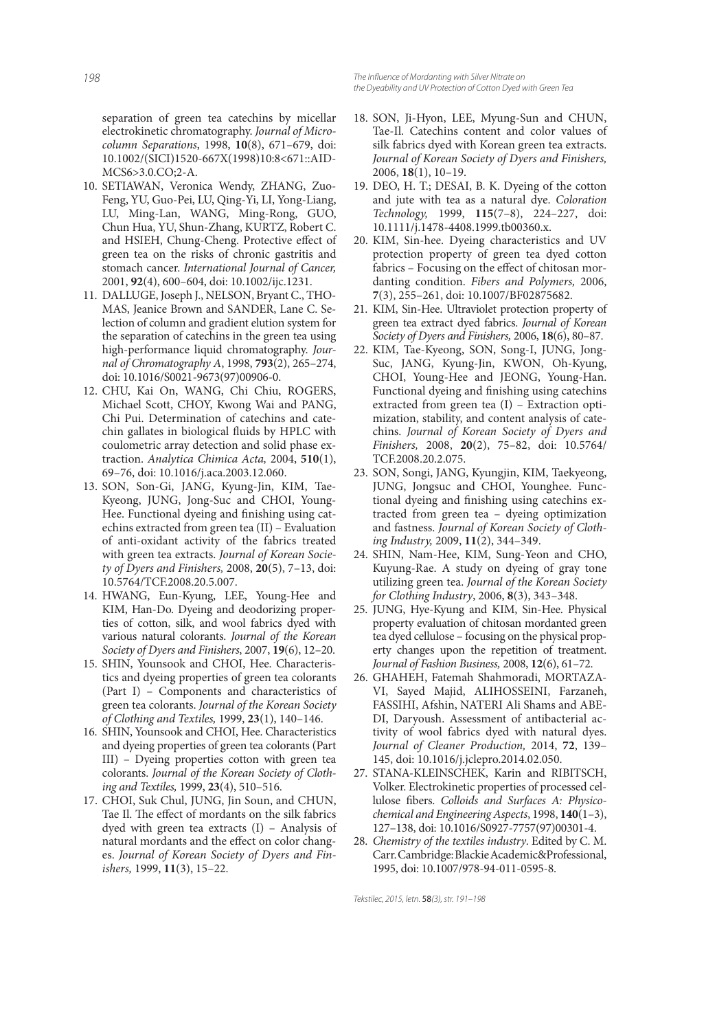separation of green tea catechins by micellar electrokinetic chromatography. *Journal of Microcolumn Separations*, 1998, **10**(8), 671–679, doi: 10.1002/(SICI)1520-667X(1998)10:8<671::AID-MCS6>3.0.CO;2-A.

10. SETIAWAN, Veronica Wendy, ZHANG, Zuo-Feng, YU, Guo-Pei, LU, Qing-Yi, LI, Yong-Liang, LU, Ming-Lan, WANG, Ming-Rong, GUO, Chun Hua, YU, Shun-Zhang, KURTZ, Robert C. and HSIEH, Chung-Cheng. Protective effect of green tea on the risks of chronic gastritis and stomach cancer. *International Journal of Cancer,* 2001, **92**(4), 600–604, doi: 10.1002/ijc.1231.
11. DALLUGE, Joseph J., NELSON, Bryant C., THOMAS, Jeanice Brown and SANDER, Lane C. Selection of column and gradient elution system for the separation of catechins in the green tea using high-performance liquid chromatography. *Journal of Chromatography A*, 1998, **793**(2), 265–274, doi: 10.1016/S0021-9673(97)00906-0.
12. CHU, Kai On, WANG, Chi Chiu, ROGERS, Michael Scott, CHOY, Kwong Wai and PANG, Chi Pui. Determination of catechins and catechin gallates in biological fluids by HPLC with coulometric array detection and solid phase extraction. *Analytica Chimica Acta,* 2004, **510**(1), 69–76, doi: 10.1016/j.aca.2003.12.060.
13. SON, Son-Gi, JANG, Kyung-Jin, KIM, Tae-Kyeong, JUNG, Jong-Suc and CHOI, Young-Hee. Functional dyeing and finishing using catechins extracted from green tea (II) – Evaluation of anti-oxidant activity of the fabrics treated with green tea extracts. *Journal of Korean Society of Dyers and Finishers,* 2008, **20**(5), 7–13, doi: 10.5764/TCF.2008.20.5.007.
14. HWANG, Eun-Kyung, LEE, Young-Hee and KIM, Han-Do. Dyeing and deodorizing properties of cotton, silk, and wool fabrics dyed with various natural colorants. *Journal of the Korean Society of Dyers and Finishers*, 2007, **19**(6), 12–20.
15. SHIN, Younsook and CHOI, Hee. Characteristics and dyeing properties of green tea colorants (Part I) – Components and characteristics of green tea colorants. *Journal of the Korean Society of Clothing and Textiles,* 1999, **23**(1), 140–146.
16. SHIN, Younsook and CHOI, Hee. Characteristics and dyeing properties of green tea colorants (Part III) – Dyeing properties cotton with green tea colorants. *Journal of the Korean Society of Clothing and Textiles,* 1999, **23**(4), 510–516.
17. CHOI, Suk Chul, JUNG, Jin Soun, and CHUN, Tae Il. The effect of mordants on the silk fabrics dyed with green tea extracts (I) – Analysis of natural mordants and the effect on color changes. *Journal of Korean Society of Dyers and Finishers,* 1999, **11**(3), 15–22.
18. SON, Ji-Hyon, LEE, Myung-Sun and CHUN, Tae-Il. Catechins content and color values of silk fabrics dyed with Korean green tea extracts. *Journal of Korean Society of Dyers and Finishers,* 2006, **18**(1), 10–19.
19. DEO, H. T.; DESAI, B. K. Dyeing of the cotton and jute with tea as a natural dye. *Coloration Technology,* 1999, **115**(7–8), 224–227, doi: 10.1111/j.1478-4408.1999.tb00360.x.
20. KIM, Sin-hee. Dyeing characteristics and UV protection property of green tea dyed cotton fabrics – Focusing on the effect of chitosan mordanting condition. *Fibers and Polymers,* 2006, **7**(3), 255–261, doi: 10.1007/BF02875682.
21. KIM, Sin-Hee. Ultraviolet protection property of green tea extract dyed fabrics. *Journal of Korean Society of Dyers and Finishers,* 2006, **18**(6), 80–87.
22. KIM, Tae-Kyeong, SON, Song-I, JUNG, Jong-Suc, JANG, Kyung-Jin, KWON, Oh-Kyung, CHOI, Young-Hee and JEONG, Young-Han. Functional dyeing and finishing using catechins extracted from green tea (I) – Extraction optimization, stability, and content analysis of catechins. *Journal of Korean Society of Dyers and Finishers,* 2008, **20**(2), 75–82, doi: 10.5764/TCF.2008.20.2.075.
23. SON, Songi, JANG, Kyungjin, KIM, Taekyeong, JUNG, Jongsuc and CHOI, Younghee. Functional dyeing and finishing using catechins extracted from green tea – dyeing optimization and fastness. *Journal of Korean Society of Clothing Industry,* 2009, **11**(2), 344–349.
24. SHIN, Nam-Hee, KIM, Sung-Yeon and CHO, Kuyung-Rae. A study on dyeing of gray tone utilizing green tea. *Journal of the Korean Society for Clothing Industry*, 2006, **8**(3), 343–348.
25. JUNG, Hye-Kyung and KIM, Sin-Hee. Physical property evaluation of chitosan mordanted green tea dyed cellulose – focusing on the physical property changes upon the repetition of treatment. *Journal of Fashion Business,* 2008, **12**(6), 61–72.
26. GHAHEH, Fatemah Shahmoradi, MORTAZAVI, Sayed Majid, ALIHOSSEINI, Farzaneh, FASSIHI, Afshin, NATERI Ali Shams and ABEDI, Daryoush. Assessment of antibacterial activity of wool fabrics dyed with natural dyes. *Journal of Cleaner Production,* 2014, **72**, 139–145, doi: 10.1016/j.jclepro.2014.02.050.
27. STANA-KLEINSCHEK, Karin and RIBITSCH, Volker. Electrokinetic properties of processed cellulose fibers. *Colloids and Surfaces A: Physicochemical and Engineering Aspects*, 1998, **140**(1–3), 127–138, doi: 10.1016/S0927-7757(97)00301-4.
28. *Chemistry of the textiles industry*. Edited by C. M. Carr. Cambridge: Blackie Academic&Professional, 1995, doi: 10.1007/978-94-011-0595-8.